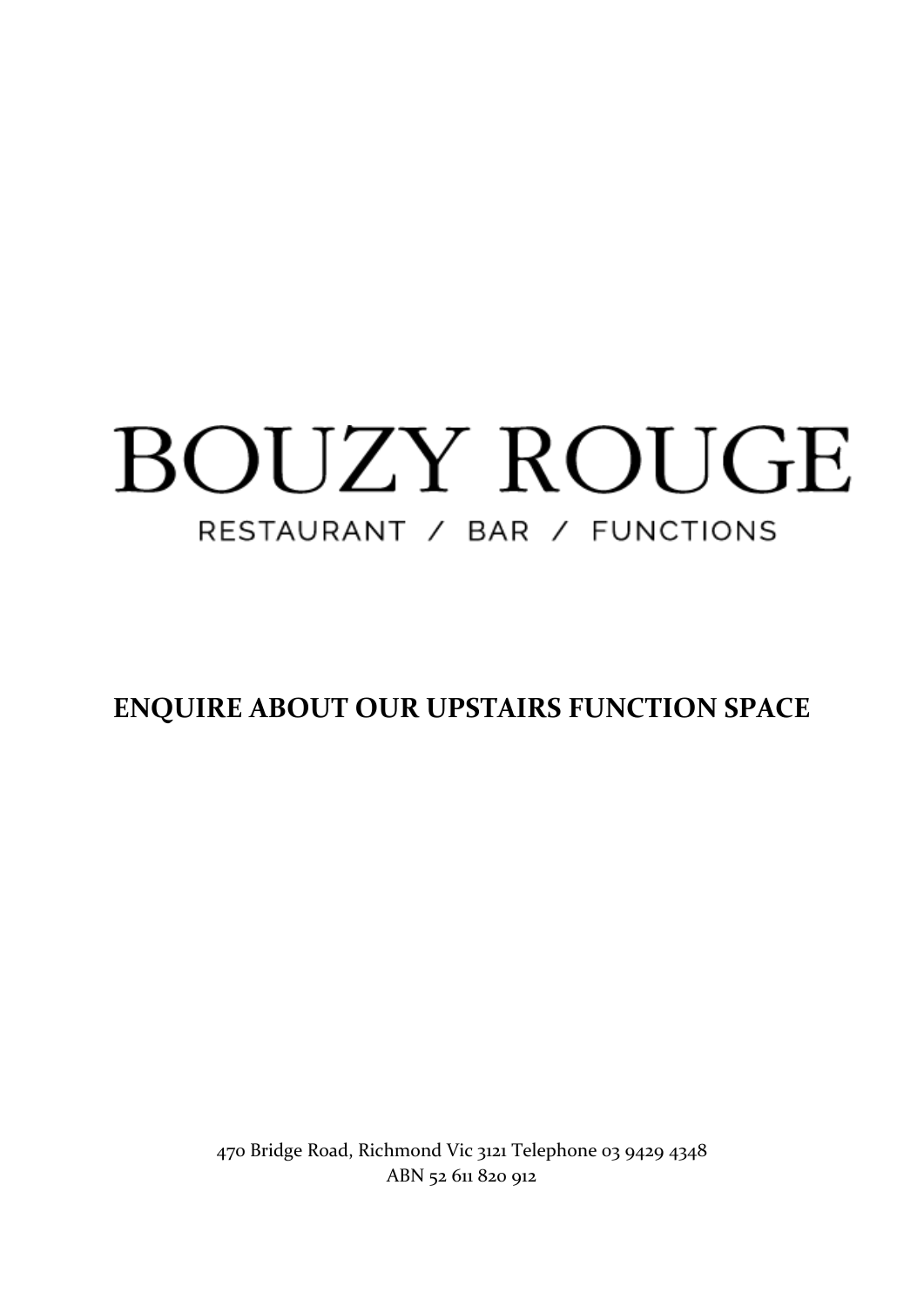# BOUZY ROUGE

RESTAURANT / BAR / FUNCTIONS

## ENQUIRE ABOUT OUR UPSTAIRS FUNCTION SPACE

470 Bridge Road, Richmond Vic 3121 Telephone 03 9429 4348
ABN 52 611 820 912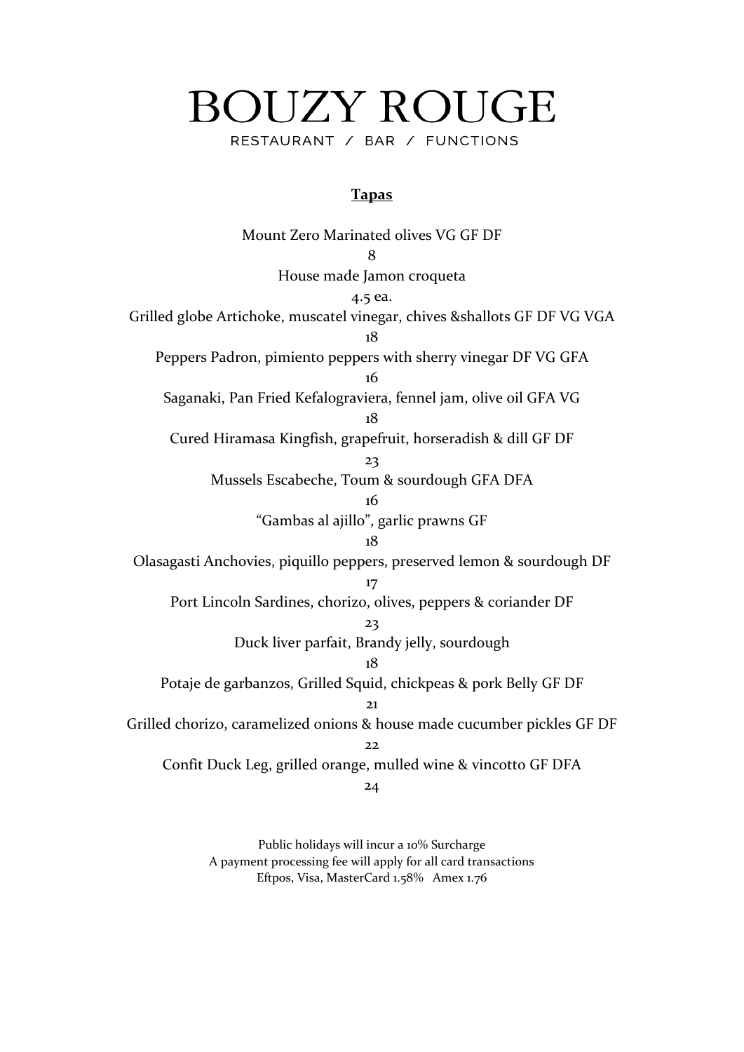# BOUZY ROUGE

RESTAURANT / BAR / FUNCTIONS

**Tapas**

Mount Zero Marinated olives VG GF DF

8

House made Jamon croqueta

4.5 ea.

Grilled globe Artichoke, muscatel vinegar, chives &shallots GF DF VG VGA

18

Peppers Padron, pimiento peppers with sherry vinegar DF VG GFA

16

Saganaki, Pan Fried Kefalograviera, fennel jam, olive oil GFA VG

18

Cured Hiramasa Kingfish, grapefruit, horseradish & dill GF DF

23

Mussels Escabeche, Toum & sourdough GFA DFA

16

"Gambas al ajillo", garlic prawns GF

18

Olasagasti Anchovies, piquillo peppers, preserved lemon & sourdough DF

17

Port Lincoln Sardines, chorizo, olives, peppers & coriander DF

23

Duck liver parfait, Brandy jelly, sourdough

18

Potaje de garbanzos, Grilled Squid, chickpeas & pork Belly GF DF

21

Grilled chorizo, caramelized onions & house made cucumber pickles GF DF

22

Confit Duck Leg, grilled orange, mulled wine & vincotto GF DFA

24

Public holidays will incur a 10% Surcharge

A payment processing fee will apply for all card transactions

Eftpos, Visa, MasterCard 1.58% Amex 1.76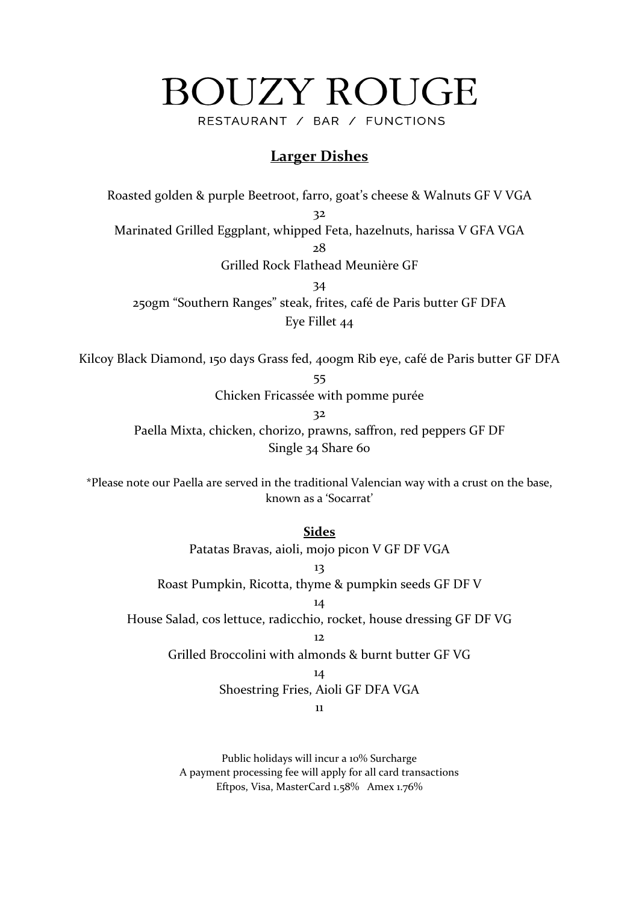# BOUZY ROUGE

RESTAURANT / BAR / FUNCTIONS

## Larger Dishes

Roasted golden & purple Beetroot, farro, goat's cheese & Walnuts GF V VGA

32

Marinated Grilled Eggplant, whipped Feta, hazelnuts, harissa V GFA VGA

28

Grilled Rock Flathead Meunière GF

34

250gm "Southern Ranges" steak, frites, café de Paris butter GF DFA

Eye Fillet 44

Kilcoy Black Diamond, 150 days Grass fed, 400gm Rib eye, café de Paris butter GF DFA

55

Chicken Fricassée with pomme purée

32

Paella Mixta, chicken, chorizo, prawns, saffron, red peppers GF DF

Single 34 Share 60

*Please note our Paella are served in the traditional Valencian way with a crust on the base, known as a 'Socarrat'

## Sides

Patatas Bravas, aioli, mojo picon V GF DF VGA

13

Roast Pumpkin, Ricotta, thyme & pumpkin seeds GF DF V

14

House Salad, cos lettuce, radicchio, rocket, house dressing GF DF VG

12

Grilled Broccolini with almonds & burnt butter GF VG

14

Shoestring Fries, Aioli GF DFA VGA

11

Public holidays will incur a 10% Surcharge

A payment processing fee will apply for all card transactions

Eftpos, Visa, MasterCard 1.58% Amex 1.76%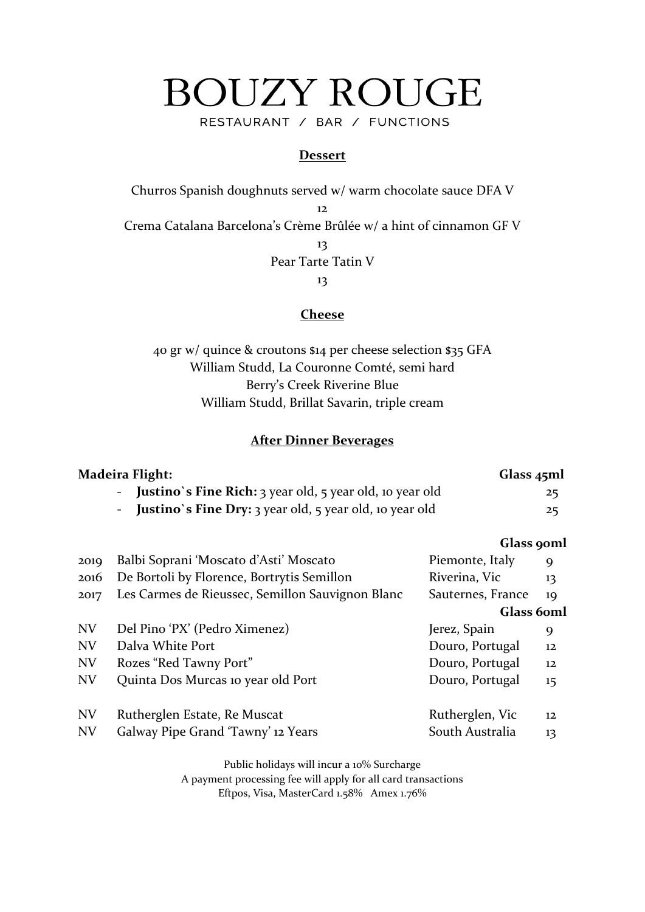# BOUZY ROUGE

RESTAURANT / BAR / FUNCTIONS

## Dessert

Churros Spanish doughnuts served w/ warm chocolate sauce DFA V

12

Crema Catalana Barcelona's Crème Brûlée w/ a hint of cinnamon GF V

13

Pear Tarte Tatin V

13

## Cheese

40 gr w/ quince & croutons $14 per cheese selection $35 GFA

William Studd, La Couronne Comté, semi hard

Berry's Creek Riverine Blue

William Studd, Brillat Savarin, triple cream

## After Dinner Beverages

| **Madeira Flight:** | **Glass 45ml** |
|---|---|
| - **Justino`s Fine Rich:** 3 year old, 5 year old, 10 year old | 25 |
| - **Justino`s Fine Dry:** 3 year old, 5 year old, 10 year old | 25 |

| | | | |
|---|---|---|---|
| | | | **Glass 90ml** |
| 2019 | Balbi Soprani 'Moscato d'Asti' Moscato | Piemonte, Italy | 9 |
| 2016 | De Bortoli by Florence, Bortrytis Semillon | Riverina, Vic | 13 |
| 2017 | Les Carmes de Rieussec, Semillon Sauvignon Blanc | Sauternes, France | 19 |
| | | | **Glass 60ml** |
| NV | Del Pino 'PX' (Pedro Ximenez) | Jerez, Spain | 9 |
| NV | Dalva White Port | Douro, Portugal | 12 |
| NV | Rozes "Red Tawny Port" | Douro, Portugal | 12 |
| NV | Quinta Dos Murcas 10 year old Port | Douro, Portugal | 15 |
| NV | Rutherglen Estate, Re Muscat | Rutherglen, Vic | 12 |
| NV | Galway Pipe Grand 'Tawny' 12 Years | South Australia | 13 |

Public holidays will incur a 10% Surcharge

A payment processing fee will apply for all card transactions

Eftpos, Visa, MasterCard 1.58% Amex 1.76%